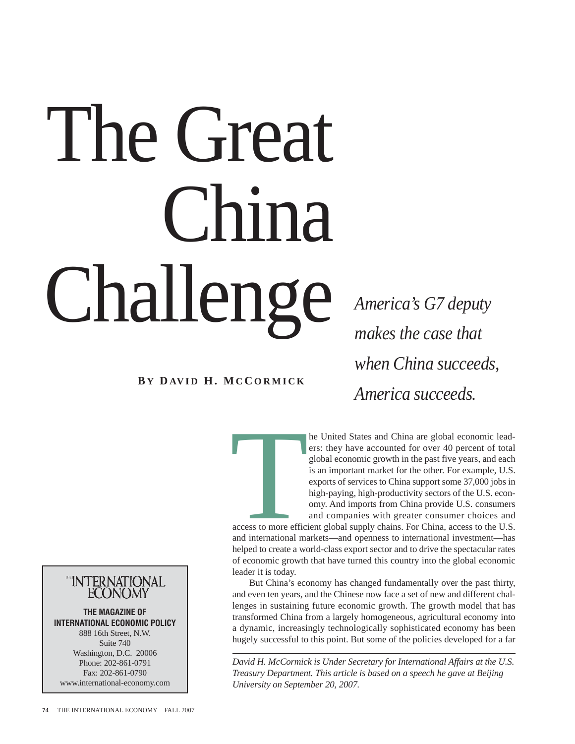# The Great China Challenge

*America's G7 deputy makes the case that when China succeeds, America succeeds.*

**BY DAVID H. MCCORMICK**

The United States and China are global economic leaders: they have accounted for over 40 percent of total global economic growth in the past five years, and each is an important market for the other. For example, U.S. exports of services to China support some 37,000 jobs in high-paying, high-productivity sectors of the U.S. economy. And imports from China provide U.S. consumers and companies with greater consumer choices and access to more efficient global supply chains. For China, access to the U.S. and international markets—and openness to international investment—has helped to create a world-class export sector and to drive the spectacular rates of economic growth that have turned this country into the global economic leader it is today.

But China's economy has changed fundamentally over the past thirty, and even ten years, and the Chinese now face a set of new and different challenges in sustaining future economic growth. The growth model that has transformed China from a largely homogeneous, agricultural economy into a dynamic, increasingly technologically sophisticated economy has been hugely successful to this point. But some of the policies developed for a far

*David H. McCormick is Under Secretary for International Affairs at the U.S. Treasury Department. This article is based on a speech he gave at Beijing University on September 20, 2007.*

THE INTERNATIONAL ECONOMY
**THE MAGAZINE OF INTERNATIONAL ECONOMIC POLICY**
888 16th Street, N.W.
Suite 740
Washington, D.C. 20006
Phone: 202-861-0791
Fax: 202-861-0790
www.international-economy.com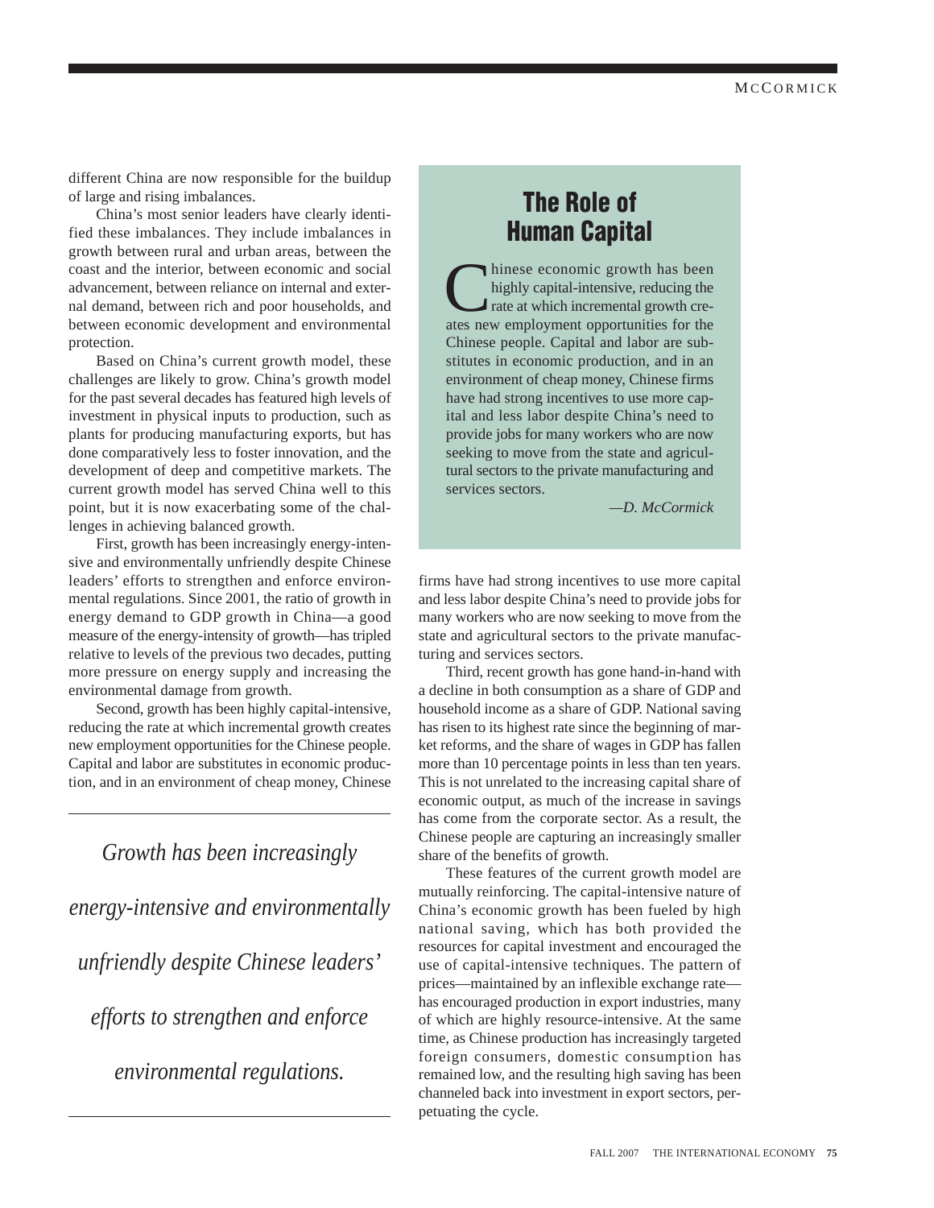different China are now responsible for the buildup of large and rising imbalances.

China's most senior leaders have clearly identified these imbalances. They include imbalances in growth between rural and urban areas, between the coast and the interior, between economic and social advancement, between reliance on internal and external demand, between rich and poor households, and between economic development and environmental protection.

Based on China's current growth model, these challenges are likely to grow. China's growth model for the past several decades has featured high levels of investment in physical inputs to production, such as plants for producing manufacturing exports, but has done comparatively less to foster innovation, and the development of deep and competitive markets. The current growth model has served China well to this point, but it is now exacerbating some of the challenges in achieving balanced growth.

First, growth has been increasingly energy-intensive and environmentally unfriendly despite Chinese leaders' efforts to strengthen and enforce environmental regulations. Since 2001, the ratio of growth in energy demand to GDP growth in China—a good measure of the energy-intensity of growth—has tripled relative to levels of the previous two decades, putting more pressure on energy supply and increasing the environmental damage from growth.

Second, growth has been highly capital-intensive, reducing the rate at which incremental growth creates new employment opportunities for the Chinese people. Capital and labor are substitutes in economic production, and in an environment of cheap money, Chinese firms have had strong incentives to use more capital and less labor despite China's need to provide jobs for many workers who are now seeking to move from the state and agricultural sectors to the private manufacturing and services sectors.

*Growth has been increasingly energy-intensive and environmentally unfriendly despite Chinese leaders' efforts to strengthen and enforce environmental regulations.*

## The Role of Human Capital

Chinese economic growth has been highly capital-intensive, reducing the rate at which incremental growth creates new employment opportunities for the Chinese people. Capital and labor are substitutes in economic production, and in an environment of cheap money, Chinese firms have had strong incentives to use more capital and less labor despite China's need to provide jobs for many workers who are now seeking to move from the state and agricultural sectors to the private manufacturing and services sectors.

*—D. McCormick*

Third, recent growth has gone hand-in-hand with a decline in both consumption as a share of GDP and household income as a share of GDP. National saving has risen to its highest rate since the beginning of market reforms, and the share of wages in GDP has fallen more than 10 percentage points in less than ten years. This is not unrelated to the increasing capital share of economic output, as much of the increase in savings has come from the corporate sector. As a result, the Chinese people are capturing an increasingly smaller share of the benefits of growth.

These features of the current growth model are mutually reinforcing. The capital-intensive nature of China's economic growth has been fueled by high national saving, which has both provided the resources for capital investment and encouraged the use of capital-intensive techniques. The pattern of prices—maintained by an inflexible exchange rate—has encouraged production in export industries, many of which are highly resource-intensive. At the same time, as Chinese production has increasingly targeted foreign consumers, domestic consumption has remained low, and the resulting high saving has been channeled back into investment in export sectors, perpetuating the cycle.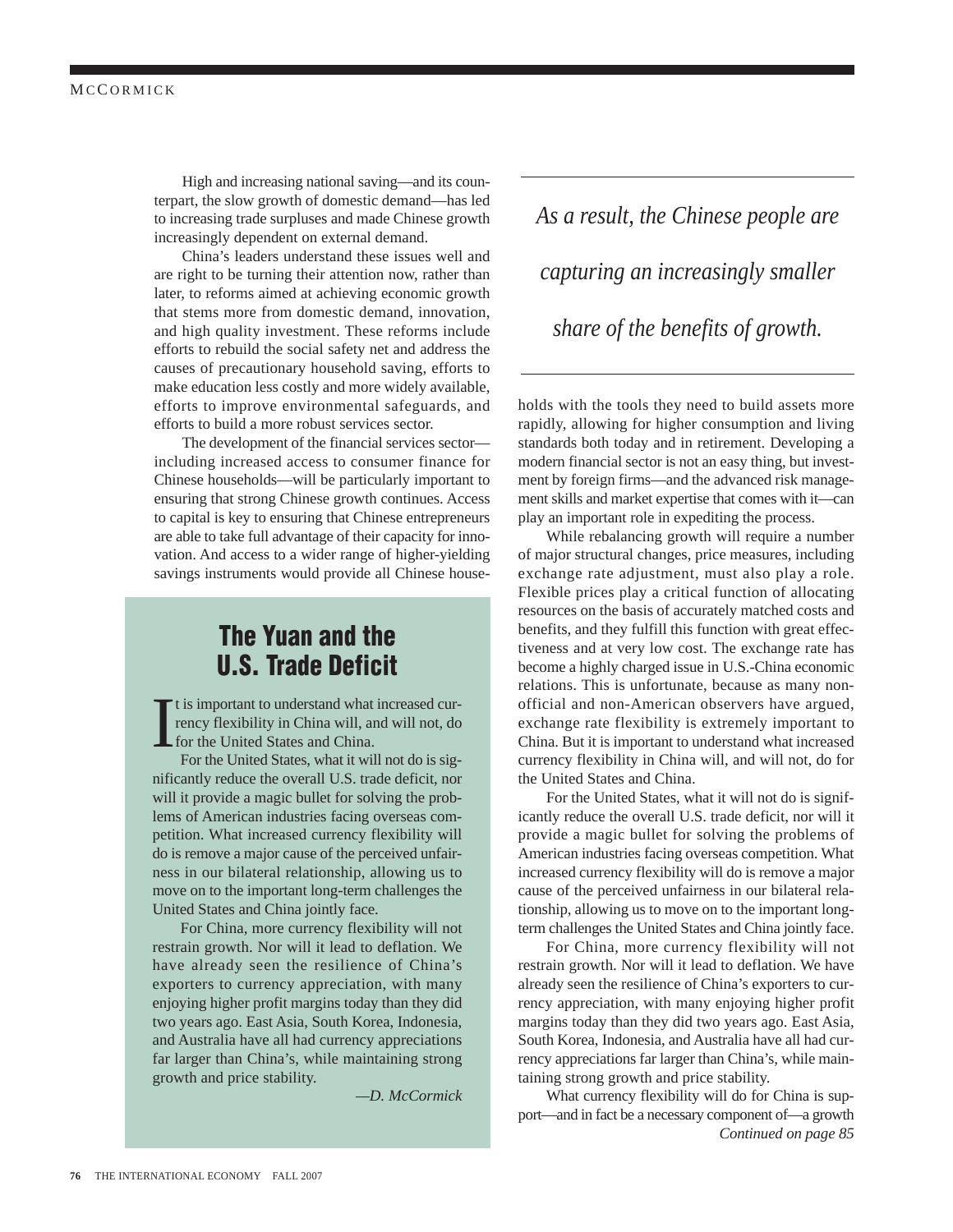High and increasing national saving—and its counterpart, the slow growth of domestic demand—has led to increasing trade surpluses and made Chinese growth increasingly dependent on external demand.

China's leaders understand these issues well and are right to be turning their attention now, rather than later, to reforms aimed at achieving economic growth that stems more from domestic demand, innovation, and high quality investment. These reforms include efforts to rebuild the social safety net and address the causes of precautionary household saving, efforts to make education less costly and more widely available, efforts to improve environmental safeguards, and efforts to build a more robust services sector.

The development of the financial services sector—including increased access to consumer finance for Chinese households—will be particularly important to ensuring that strong Chinese growth continues. Access to capital is key to ensuring that Chinese entrepreneurs are able to take full advantage of their capacity for innovation. And access to a wider range of higher-yielding savings instruments would provide all Chinese households with the tools they need to build assets more rapidly, allowing for higher consumption and living standards both today and in retirement. Developing a modern financial sector is not an easy thing, but investment by foreign firms—and the advanced risk management skills and market expertise that comes with it—can play an important role in expediting the process.

*As a result, the Chinese people are capturing an increasingly smaller share of the benefits of growth.*

While rebalancing growth will require a number of major structural changes, price measures, including exchange rate adjustment, must also play a role. Flexible prices play a critical function of allocating resources on the basis of accurately matched costs and benefits, and they fulfill this function with great effectiveness and at very low cost. The exchange rate has become a highly charged issue in U.S.-China economic relations. This is unfortunate, because as many non-official and non-American observers have argued, exchange rate flexibility is extremely important to China. But it is important to understand what increased currency flexibility in China will, and will not, do for the United States and China.

For the United States, what it will not do is significantly reduce the overall U.S. trade deficit, nor will it provide a magic bullet for solving the problems of American industries facing overseas competition. What increased currency flexibility will do is remove a major cause of the perceived unfairness in our bilateral relationship, allowing us to move on to the important long-term challenges the United States and China jointly face.

For China, more currency flexibility will not restrain growth. Nor will it lead to deflation. We have already seen the resilience of China's exporters to currency appreciation, with many enjoying higher profit margins today than they did two years ago. East Asia, South Korea, Indonesia, and Australia have all had currency appreciations far larger than China's, while maintaining strong growth and price stability.

What currency flexibility will do for China is support—and in fact be a necessary component of—a growth

*Continued on page 85*

## The Yuan and the U.S. Trade Deficit

It is important to understand what increased currency flexibility in China will, and will not, do for the United States and China.

For the United States, what it will not do is significantly reduce the overall U.S. trade deficit, nor will it provide a magic bullet for solving the problems of American industries facing overseas competition. What increased currency flexibility will do is remove a major cause of the perceived unfairness in our bilateral relationship, allowing us to move on to the important long-term challenges the United States and China jointly face.

For China, more currency flexibility will not restrain growth. Nor will it lead to deflation. We have already seen the resilience of China's exporters to currency appreciation, with many enjoying higher profit margins today than they did two years ago. East Asia, South Korea, Indonesia, and Australia have all had currency appreciations far larger than China's, while maintaining strong growth and price stability.

*—D. McCormick*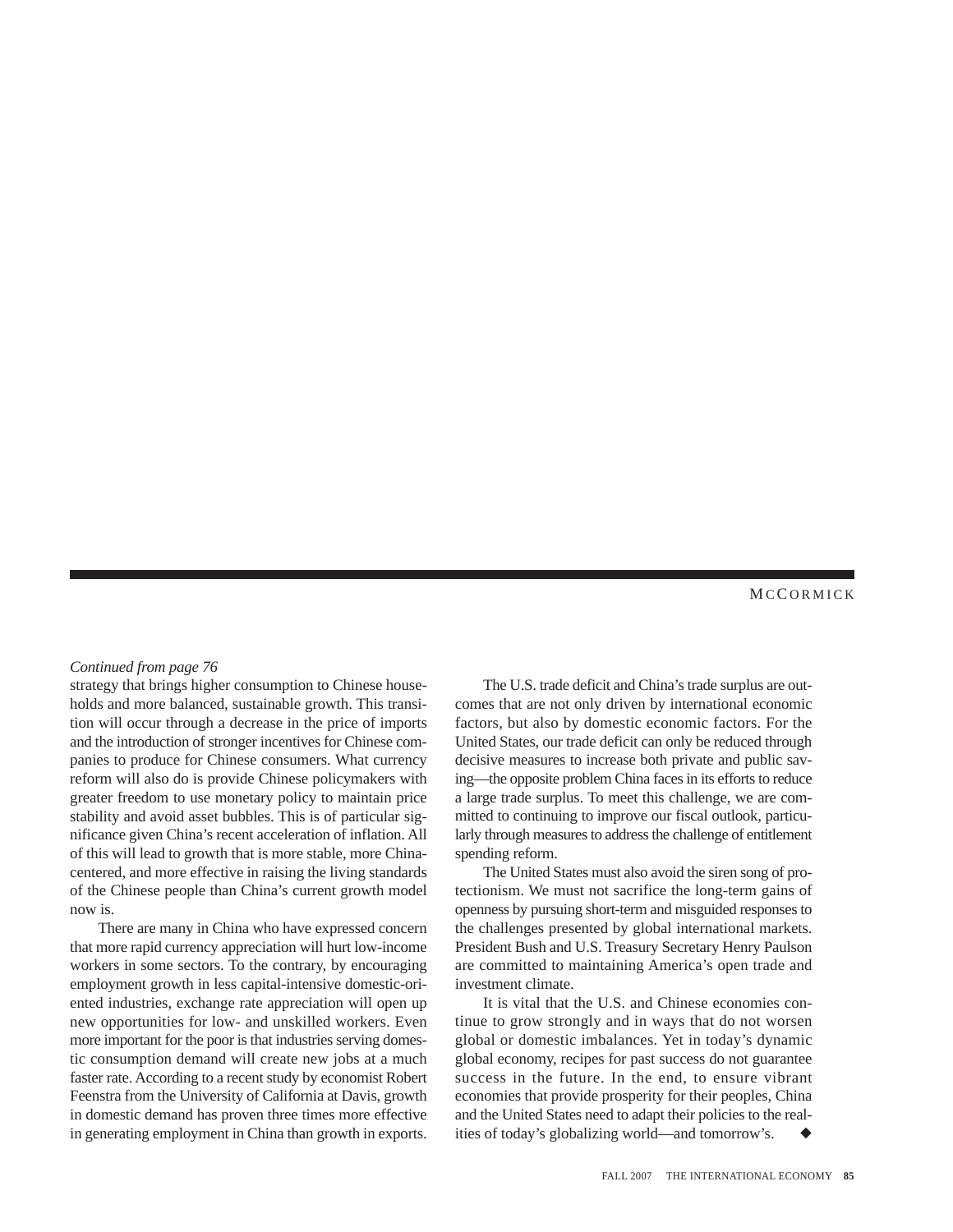*Continued from page 76*

strategy that brings higher consumption to Chinese households and more balanced, sustainable growth. This transition will occur through a decrease in the price of imports and the introduction of stronger incentives for Chinese companies to produce for Chinese consumers. What currency reform will also do is provide Chinese policymakers with greater freedom to use monetary policy to maintain price stability and avoid asset bubbles. This is of particular significance given China's recent acceleration of inflation. All of this will lead to growth that is more stable, more China-centered, and more effective in raising the living standards of the Chinese people than China's current growth model now is.

There are many in China who have expressed concern that more rapid currency appreciation will hurt low-income workers in some sectors. To the contrary, by encouraging employment growth in less capital-intensive domestic-oriented industries, exchange rate appreciation will open up new opportunities for low- and unskilled workers. Even more important for the poor is that industries serving domestic consumption demand will create new jobs at a much faster rate. According to a recent study by economist Robert Feenstra from the University of California at Davis, growth in domestic demand has proven three times more effective in generating employment in China than growth in exports.

The U.S. trade deficit and China's trade surplus are outcomes that are not only driven by international economic factors, but also by domestic economic factors. For the United States, our trade deficit can only be reduced through decisive measures to increase both private and public saving—the opposite problem China faces in its efforts to reduce a large trade surplus. To meet this challenge, we are committed to continuing to improve our fiscal outlook, particularly through measures to address the challenge of entitlement spending reform.

The United States must also avoid the siren song of protectionism. We must not sacrifice the long-term gains of openness by pursuing short-term and misguided responses to the challenges presented by global international markets. President Bush and U.S. Treasury Secretary Henry Paulson are committed to maintaining America's open trade and investment climate.

It is vital that the U.S. and Chinese economies continue to grow strongly and in ways that do not worsen global or domestic imbalances. Yet in today's dynamic global economy, recipes for past success do not guarantee success in the future. In the end, to ensure vibrant economies that provide prosperity for their peoples, China and the United States need to adapt their policies to the realities of today's globalizing world—and tomorrow's. ◆